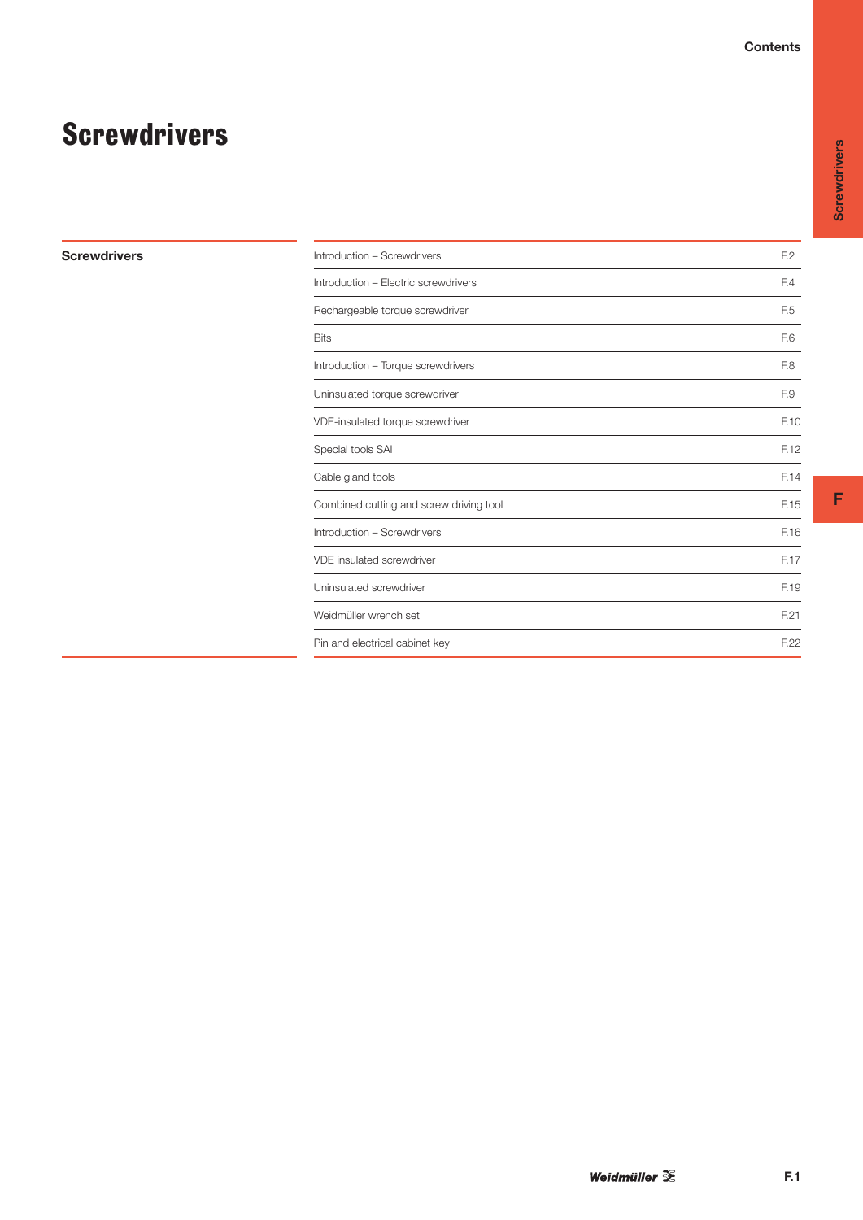# Screwdrivers

## Screwdrivers

| Contents | Page |
|---|---|
| Introduction – Screwdrivers | F.2 |
| Introduction – Electric screwdrivers | F.4 |
| Rechargeable torque screwdriver | F.5 |
| Bits | F.6 |
| Introduction – Torque screwdrivers | F.8 |
| Uninsulated torque screwdriver | F.9 |
| VDE-insulated torque screwdriver | F.10 |
| Special tools SAI | F.12 |
| Cable gland tools | F.14 |
| Combined cutting and screw driving tool | F.15 |
| Introduction – Screwdrivers | F.16 |
| VDE insulated screwdriver | F.17 |
| Uninsulated screwdriver | F.19 |
| Weidmüller wrench set | F.21 |
| Pin and electrical cabinet key | F.22 |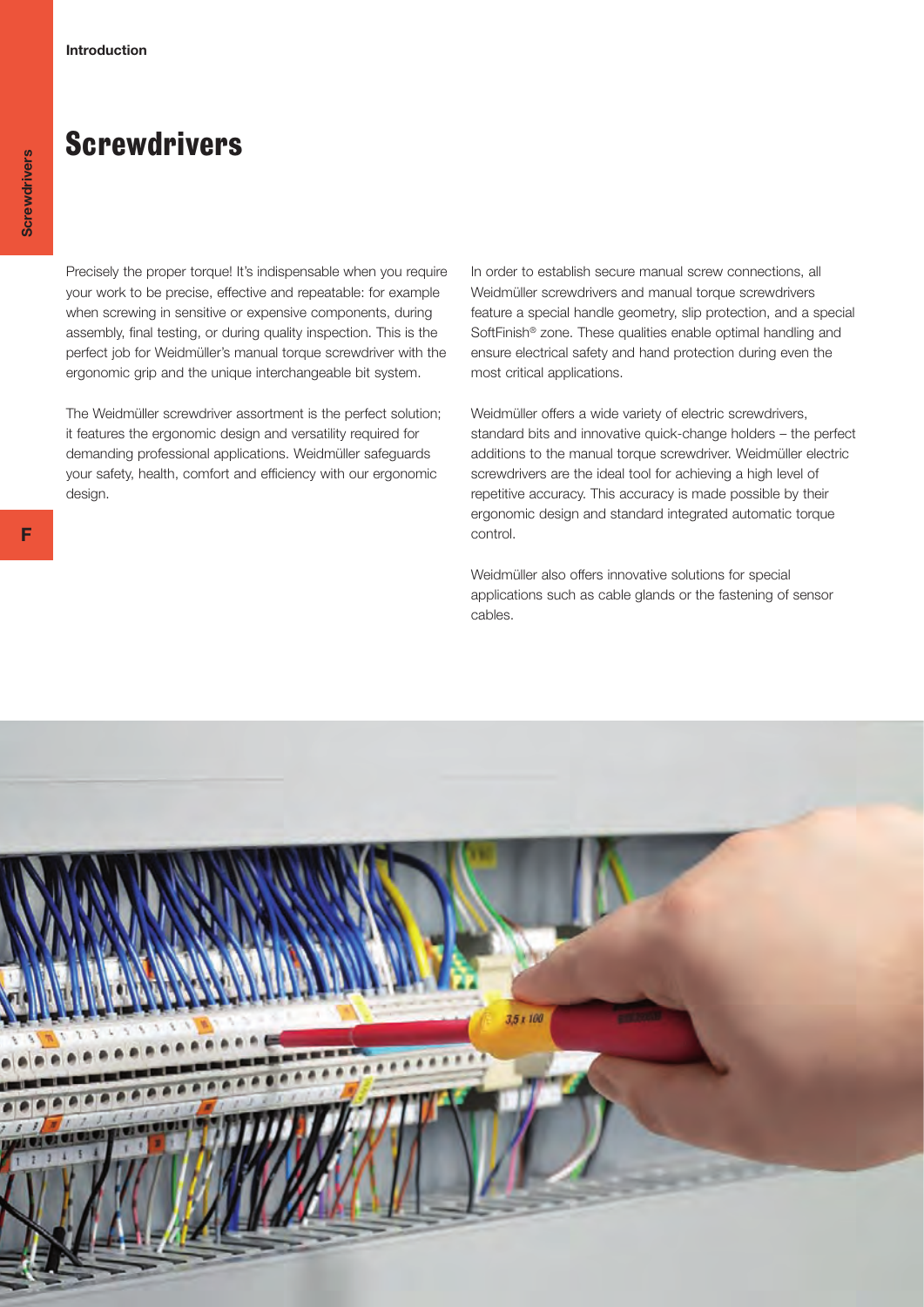# Screwdrivers

Precisely the proper torque! It's indispensable when you require your work to be precise, effective and repeatable: for example when screwing in sensitive or expensive components, during assembly, final testing, or during quality inspection. This is the perfect job for Weidmüller's manual torque screwdriver with the ergonomic grip and the unique interchangeable bit system.

The Weidmüller screwdriver assortment is the perfect solution; it features the ergonomic design and versatility required for demanding professional applications. Weidmüller safeguards your safety, health, comfort and efficiency with our ergonomic design.

In order to establish secure manual screw connections, all Weidmüller screwdrivers and manual torque screwdrivers feature a special handle geometry, slip protection, and a special SoftFinish® zone. These qualities enable optimal handling and ensure electrical safety and hand protection during even the most critical applications.

Weidmüller offers a wide variety of electric screwdrivers, standard bits and innovative quick-change holders – the perfect additions to the manual torque screwdriver. Weidmüller electric screwdrivers are the ideal tool for achieving a high level of repetitive accuracy. This accuracy is made possible by their ergonomic design and standard integrated automatic torque control.

Weidmüller also offers innovative solutions for special applications such as cable glands or the fastening of sensor cables.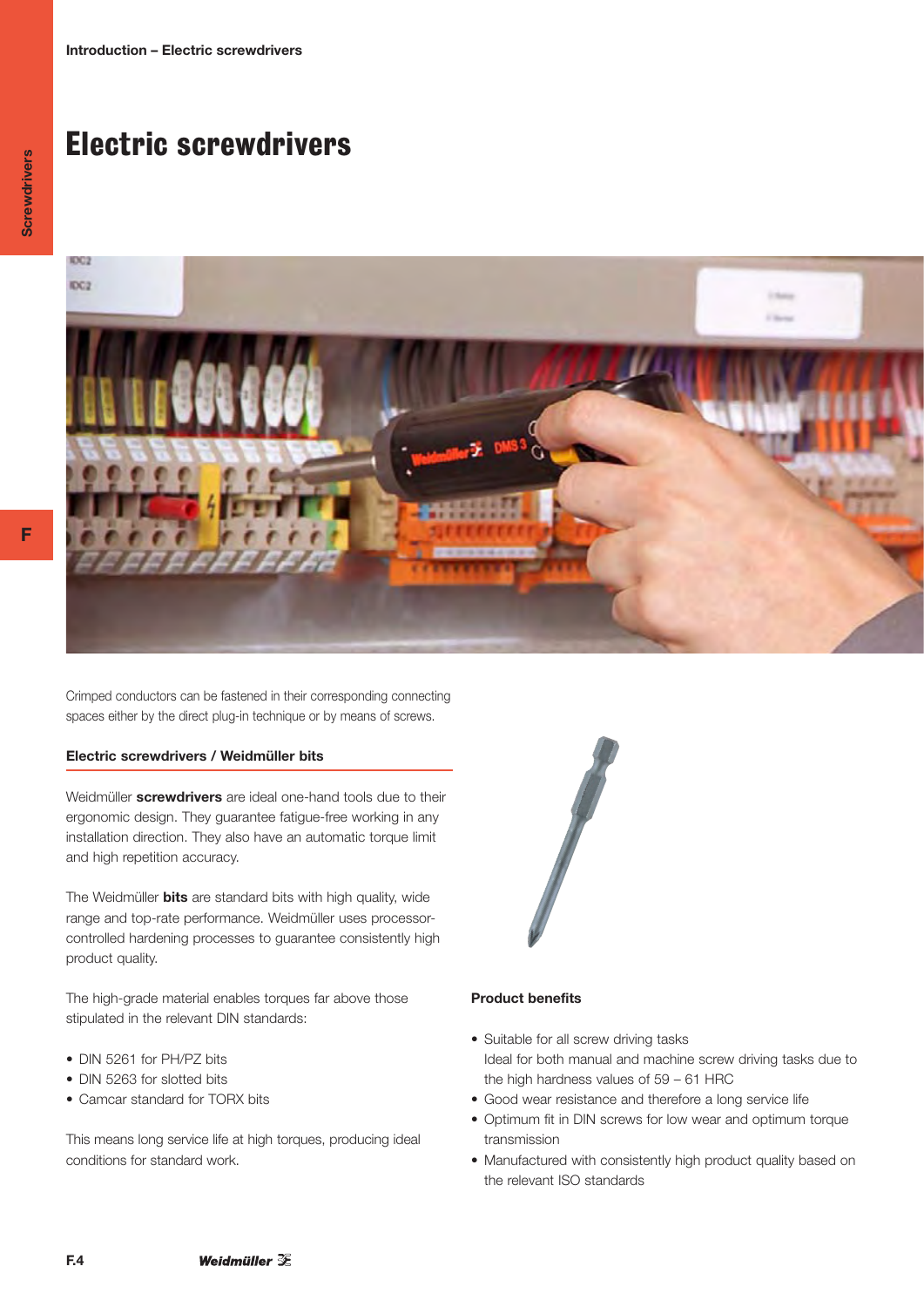# Electric screwdrivers

Crimped conductors can be fastened in their corresponding connecting spaces either by the direct plug-in technique or by means of screws.

### Electric screwdrivers / Weidmüller bits

Weidmüller **screwdrivers** are ideal one-hand tools due to their ergonomic design. They guarantee fatigue-free working in any installation direction. They also have an automatic torque limit and high repetition accuracy.

The Weidmüller **bits** are standard bits with high quality, wide range and top-rate performance. Weidmüller uses processor-controlled hardening processes to guarantee consistently high product quality.

The high-grade material enables torques far above those stipulated in the relevant DIN standards:

- DIN 5261 for PH/PZ bits
- DIN 5263 for slotted bits
- Camcar standard for TORX bits

This means long service life at high torques, producing ideal conditions for standard work.

### Product benefits

- Suitable for all screw driving tasks
  Ideal for both manual and machine screw driving tasks due to the high hardness values of 59 – 61 HRC
- Good wear resistance and therefore a long service life
- Optimum fit in DIN screws for low wear and optimum torque transmission
- Manufactured with consistently high product quality based on the relevant ISO standards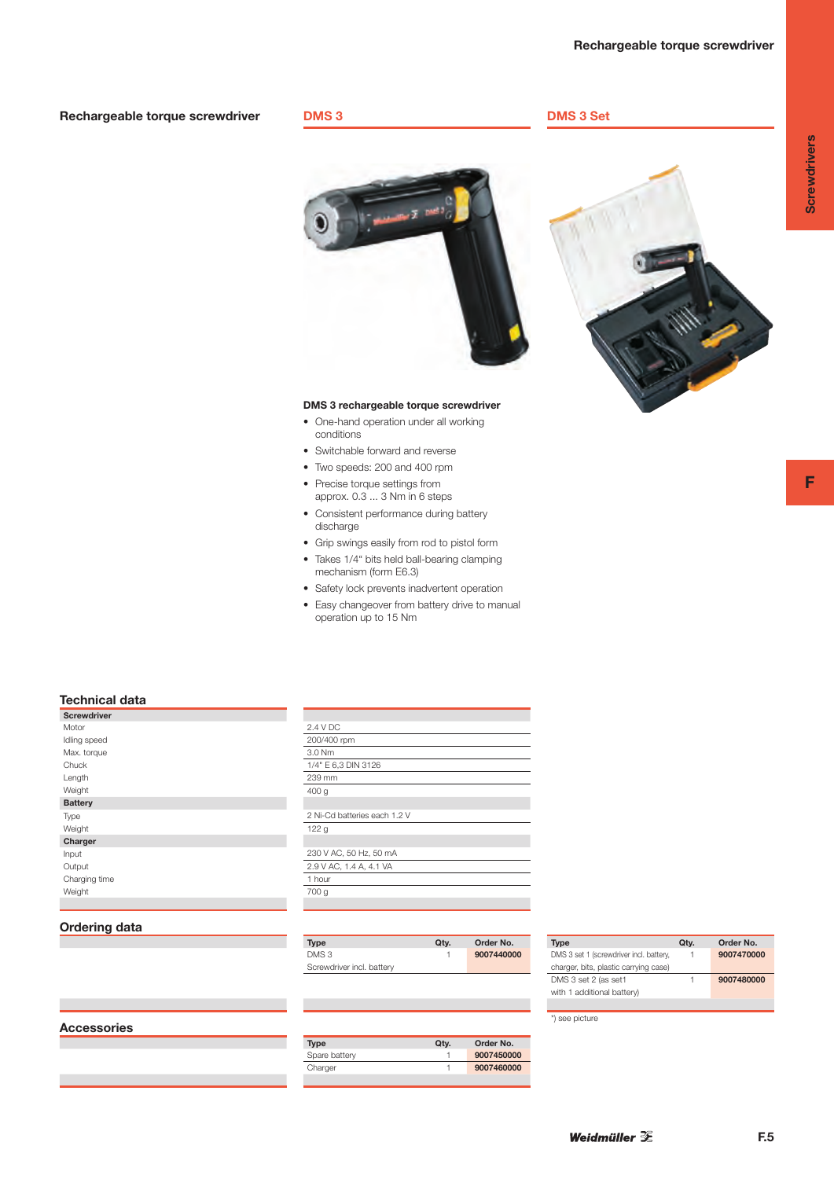## Rechargeable torque screwdriver

### DMS 3

### DMS 3 Set

**DMS 3 rechargeable torque screwdriver**

- One-hand operation under all working conditions
- Switchable forward and reverse
- Two speeds: 200 and 400 rpm
- Precise torque settings from approx. 0.3 ... 3 Nm in 6 steps
- Consistent performance during battery discharge
- Grip swings easily from rod to pistol form
- Takes 1/4" bits held ball-bearing clamping mechanism (form E6.3)
- Safety lock prevents inadvertent operation
- Easy changeover from battery drive to manual operation up to 15 Nm

## Technical data

| | |
|---|---|
| **Screwdriver** | |
| Motor | 2.4 V DC |
| Idling speed | 200/400 rpm |
| Max. torque | 3.0 Nm |
| Chuck | 1/4" E 6,3 DIN 3126 |
| Length | 239 mm |
| Weight | 400 g |
| **Battery** | |
| Type | 2 Ni-Cd batteries each 1.2 V |
| Weight | 122 g |
| **Charger** | |
| Input | 230 V AC, 50 Hz, 50 mA |
| Output | 2.9 V AC, 1.4 A, 4.1 VA |
| Charging time | 1 hour |
| Weight | 700 g |

## Ordering data

**DMS 3**

| Type | Qty. | Order No. |
|---|---|---|
| DMS 3<br>Screwdriver incl. battery | 1 | **9007440000** |

**DMS 3 Set**

| Type | Qty. | Order No. |
|---|---|---|
| DMS 3 set 1 (screwdriver incl. battery, charger, bits, plastic carrying case) | 1 | **9007470000** |
| DMS 3 set 2 (as set1 with 1 additional battery) | 1 | **9007480000** |

*) see picture

## Accessories

| Type | Qty. | Order No. |
|---|---|---|
| Spare battery | 1 | **9007450000** |
| Charger | 1 | **9007460000** |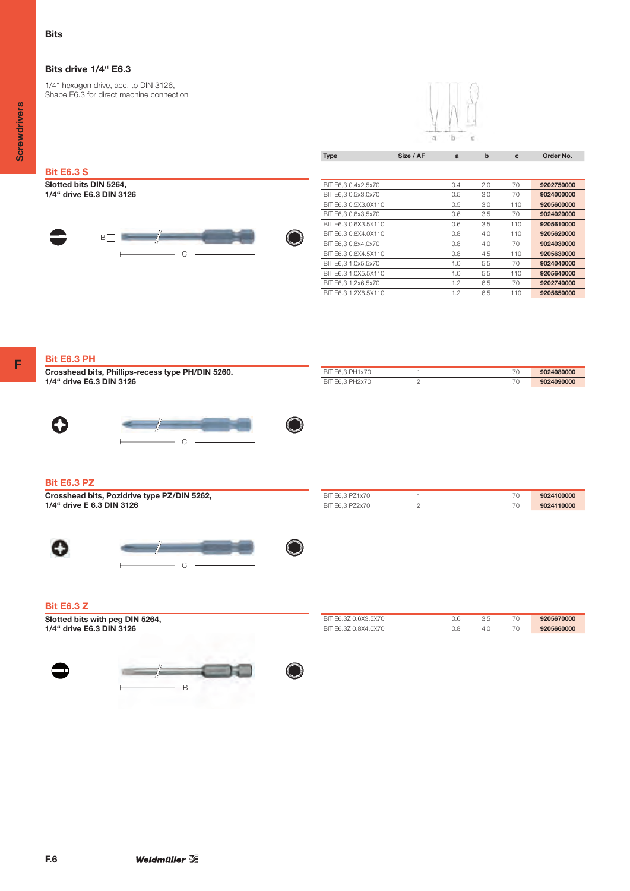# Bits

## Bits drive 1/4“ E6.3

1/4“ hexagon drive, acc. to DIN 3126,
Shape E6.3 for direct machine connection

### Bit E6.3 S

**Slotted bits DIN 5264,**
**1/4“ drive E6.3 DIN 3126**

| Type | Size / AF | a | b | c | Order No. |
|---|---|---|---|---|---|
| BIT E6,3 0,4x2,5x70 | | 0.4 | 2.0 | 70 | 9202750000 |
| BIT E6,3 0,5x3,0x70 | | 0.5 | 3.0 | 70 | 9024000000 |
| BIT E6.3 0.5X3.0X110 | | 0.5 | 3.0 | 110 | 9205600000 |
| BIT E6,3 0,6x3,5x70 | | 0.6 | 3.5 | 70 | 9024020000 |
| BIT E6.3 0.6X3.5X110 | | 0.6 | 3.5 | 110 | 9205610000 |
| BIT E6.3 0.8X4.0X110 | | 0.8 | 4.0 | 110 | 9205620000 |
| BIT E6,3 0,8x4,0x70 | | 0.8 | 4.0 | 70 | 9024030000 |
| BIT E6.3 0.8X4.5X110 | | 0.8 | 4.5 | 110 | 9205630000 |
| BIT E6,3 1,0x5,5x70 | | 1.0 | 5.5 | 70 | 9024040000 |
| BIT E6.3 1.0X5.5X110 | | 1.0 | 5.5 | 110 | 9205640000 |
| BIT E6,3 1,2x6,5x70 | | 1.2 | 6.5 | 70 | 9202740000 |
| BIT E6.3 1.2X6.5X110 | | 1.2 | 6.5 | 110 | 9205650000 |

### Bit E6.3 PH

**Crosshead bits, Phillips-recess type PH/DIN 5260.**
**1/4“ drive E6.3 DIN 3126**

| Type | Size / AF | a | b | c | Order No. |
|---|---|---|---|---|---|
| BIT E6,3 PH1x70 | 1 | | | 70 | 9024080000 |
| BIT E6,3 PH2x70 | 2 | | | 70 | 9024090000 |

### Bit E6.3 PZ

**Crosshead bits, Pozidrive type PZ/DIN 5262,**
**1/4“ drive E 6.3 DIN 3126**

| Type | Size / AF | a | b | c | Order No. |
|---|---|---|---|---|---|
| BIT E6,3 PZ1x70 | 1 | | | 70 | 9024100000 |
| BIT E6,3 PZ2x70 | 2 | | | 70 | 9024110000 |

### Bit E6.3 Z

**Slotted bits with peg DIN 5264,**
**1/4“ drive E6.3 DIN 3126**

| Type | Size / AF | a | b | c | Order No. |
|---|---|---|---|---|---|
| BIT E6.3Z 0.6X3.5X70 | | 0.6 | 3.5 | 70 | 9205670000 |
| BIT E6.3Z 0.8X4.0X70 | | 0.8 | 4.0 | 70 | 9205660000 |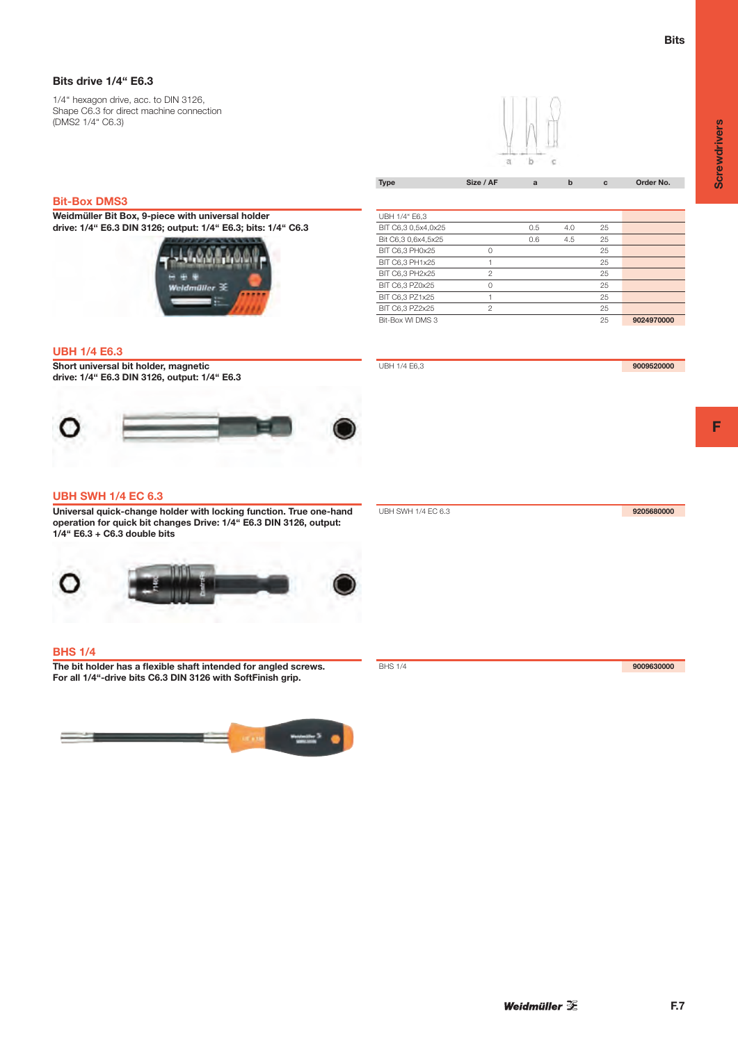## Bits drive 1/4" E6.3

1/4" hexagon drive, acc. to DIN 3126,
Shape C6.3 for direct machine connection
(DMS2 1/4" C6.3)

### Bit-Box DMS3

**Weidmüller Bit Box, 9-piece with universal holder**
**drive: 1/4" E6.3 DIN 3126; output: 1/4" E6.3; bits: 1/4" C6.3**

| Type | Size / AF | a | b | c | Order No. |
|---|---|---|---|---|---|
| UBH 1/4" E6,3 | | | | | |
| Bit C6,3 0,5x4,0x25 | | 0.5 | 4.0 | 25 | |
| Bit C6,3 0,6x4,5x25 | | 0.6 | 4.5 | 25 | |
| BIT C6,3 PH0x25 | 0 | | | 25 | |
| BIT C6,3 PH1x25 | 1 | | | 25 | |
| BIT C6,3 PH2x25 | 2 | | | 25 | |
| BIT C6,3 PZ0x25 | 0 | | | 25 | |
| BIT C6,3 PZ1x25 | 1 | | | 25 | |
| BIT C6,3 PZ2x25 | 2 | | | 25 | |
| Bit-Box WI DMS 3 | | | | 25 | 9024970000 |

### UBH 1/4 E6.3

**Short universal bit holder, magnetic**
**drive: 1/4" E6.3 DIN 3126, output: 1/4" E6.3**

| Type | Order No. |
|---|---|
| UBH 1/4 E6,3 | 9009520000 |

### UBH SWH 1/4 EC 6.3

**Universal quick-change holder with locking function. True one-hand operation for quick bit changes Drive: 1/4" E6.3 DIN 3126, output: 1/4" E6.3 + C6.3 double bits**

| Type | Order No. |
|---|---|
| UBH SWH 1/4 EC 6.3 | 9205680000 |

### BHS 1/4

**The bit holder has a flexible shaft intended for angled screws.**
**For all 1/4"-drive bits C6.3 DIN 3126 with SoftFinish grip.**

| Type | Order No. |
|---|---|
| BHS 1/4 | 9009630000 |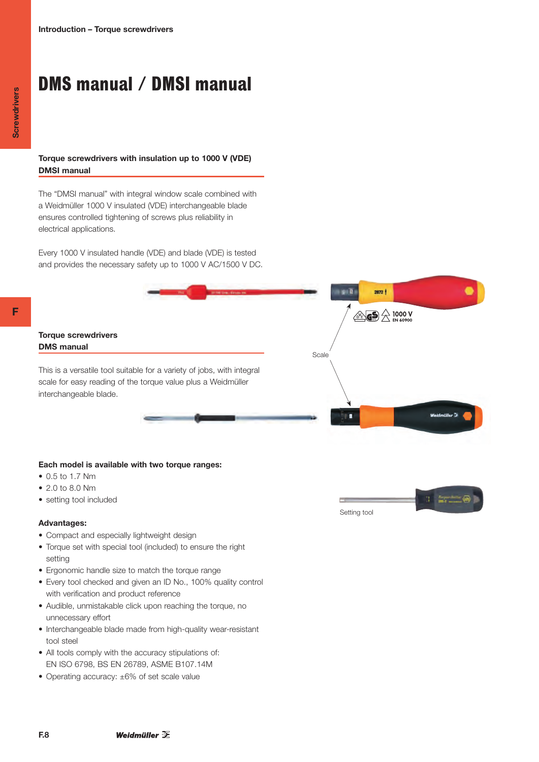# DMS manual / DMSI manual

## Torque screwdrivers with insulation up to 1000 V (VDE) DMSI manual

The "DMSI manual" with integral window scale combined with a Weidmüller 1000 V insulated (VDE) interchangeable blade ensures controlled tightening of screws plus reliability in electrical applications.

Every 1000 V insulated handle (VDE) and blade (VDE) is tested and provides the necessary safety up to 1000 V AC/1500 V DC.

## Torque screwdrivers DMS manual

This is a versatile tool suitable for a variety of jobs, with integral scale for easy reading of the torque value plus a Weidmüller interchangeable blade.

Scale

Setting tool

**Each model is available with two torque ranges:**

- 0.5 to 1.7 Nm
- 2.0 to 8.0 Nm
- setting tool included

**Advantages:**

- Compact and especially lightweight design
- Torque set with special tool (included) to ensure the right setting
- Ergonomic handle size to match the torque range
- Every tool checked and given an ID No., 100% quality control with verification and product reference
- Audible, unmistakable click upon reaching the torque, no unnecessary effort
- Interchangeable blade made from high-quality wear-resistant tool steel
- All tools comply with the accuracy stipulations of: EN ISO 6798, BS EN 26789, ASME B107.14M
- Operating accuracy: ±6% of set scale value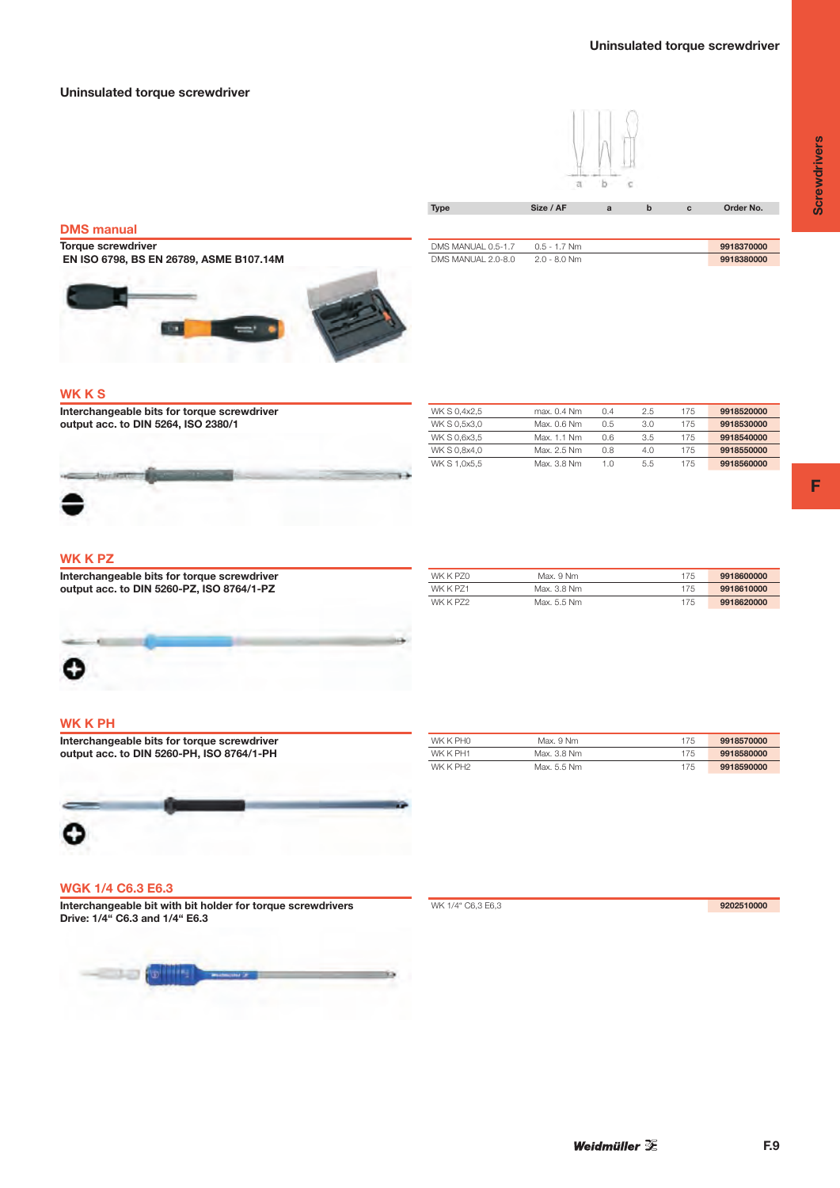# Uninsulated torque screwdriver

| Type | Size / AF | a | b | c | Order No. |
|---|---|---|---|---|---|

## DMS manual

**Torque screwdriver**
**EN ISO 6798, BS EN 26789, ASME B107.14M**

| Type | Size / AF | a | b | c | Order No. |
|---|---|---|---|---|---|
| DMS MANUAL 0.5-1.7 | 0.5 - 1.7 Nm | | | | 9918370000 |
| DMS MANUAL 2.0-8.0 | 2.0 - 8.0 Nm | | | | 9918380000 |

## WK K S

**Interchangeable bits for torque screwdriver output acc. to DIN 5264, ISO 2380/1**

| Type | Size / AF | a | b | c | Order No. |
|---|---|---|---|---|---|
| WK S 0,4x2,5 | max. 0.4 Nm | 0.4 | 2.5 | 175 | 9918520000 |
| WK S 0,5x3,0 | Max. 0.6 Nm | 0.5 | 3.0 | 175 | 9918530000 |
| WK S 0,6x3,5 | Max. 1.1 Nm | 0.6 | 3.5 | 175 | 9918540000 |
| WK S 0,8x4,0 | Max. 2.5 Nm | 0.8 | 4.0 | 175 | 9918550000 |
| WK S 1,0x5,5 | Max. 3.8 Nm | 1.0 | 5.5 | 175 | 9918560000 |

## WK K PZ

**Interchangeable bits for torque screwdriver output acc. to DIN 5260-PZ, ISO 8764/1-PZ**

| Type | Size / AF | a | b | c | Order No. |
|---|---|---|---|---|---|
| WK K PZ0 | Max. 9 Nm | | | 175 | 9918600000 |
| WK K PZ1 | Max. 3.8 Nm | | | 175 | 9918610000 |
| WK K PZ2 | Max. 5.5 Nm | | | 175 | 9918620000 |

## WK K PH

**Interchangeable bits for torque screwdriver output acc. to DIN 5260-PH, ISO 8764/1-PH**

| Type | Size / AF | a | b | c | Order No. |
|---|---|---|---|---|---|
| WK K PH0 | Max. 9 Nm | | | 175 | 9918570000 |
| WK K PH1 | Max. 3.8 Nm | | | 175 | 9918580000 |
| WK K PH2 | Max. 5.5 Nm | | | 175 | 9918590000 |

## WGK 1/4 C6.3 E6.3

**Interchangeable bit with bit holder for torque screwdrivers**
**Drive: 1/4" C6.3 and 1/4" E6.3**

| Type | Size / AF | a | b | c | Order No. |
|---|---|---|---|---|---|
| WK 1/4" C6,3 E6,3 | | | | | 9202510000 |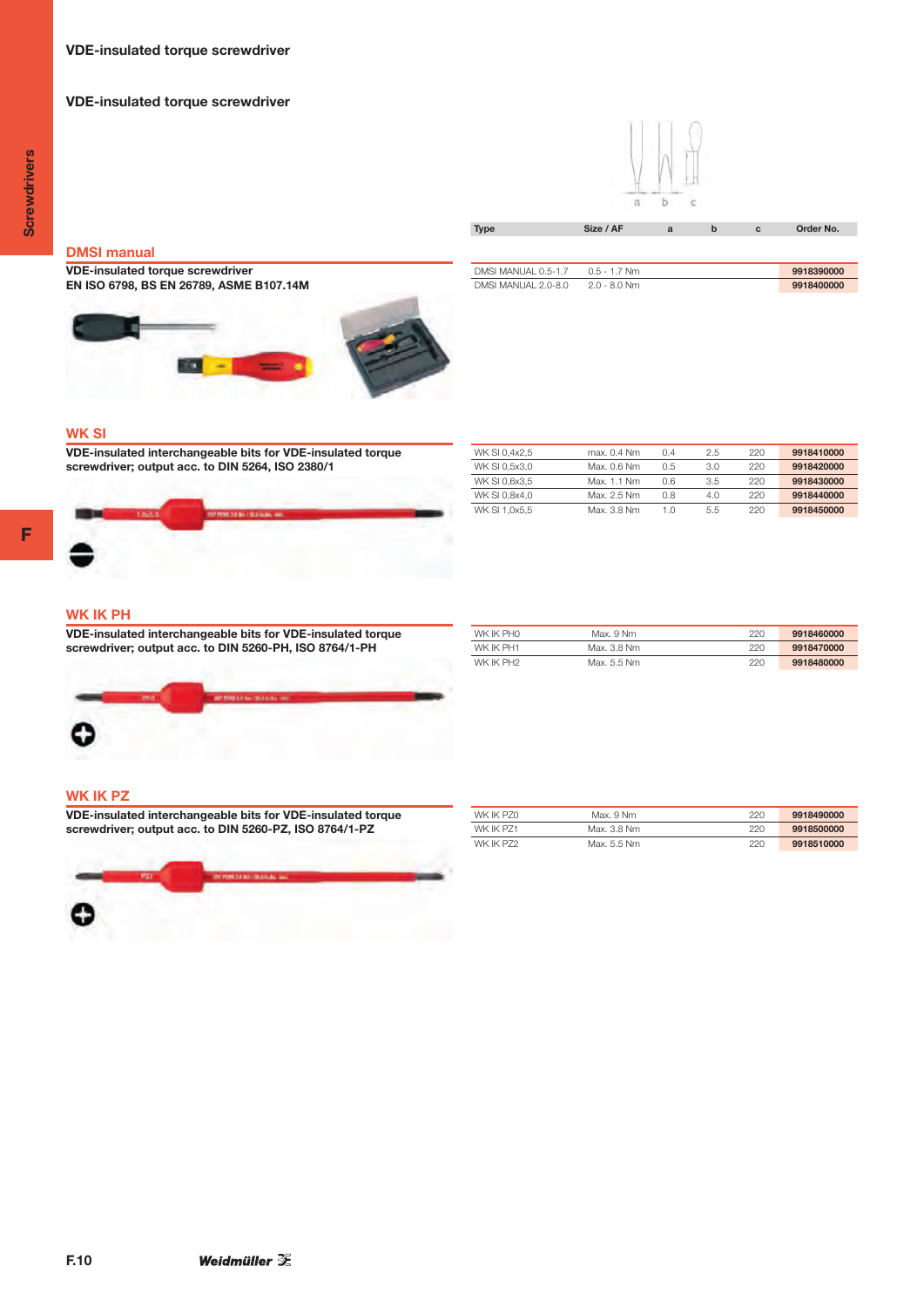# VDE-insulated torque screwdriver

## VDE-insulated torque screwdriver

### DMSI manual

**VDE-insulated torque screwdriver**
**EN ISO 6798, BS EN 26789, ASME B107.14M**

| Type | Size / AF | a | b | c | Order No. |
|---|---|---|---|---|---|
| DMSI MANUAL 0.5-1.7 | 0.5 - 1.7 Nm | | | | 9918390000 |
| DMSI MANUAL 2.0-8.0 | 2.0 - 8.0 Nm | | | | 9918400000 |

### WK SI

**VDE-insulated interchangeable bits for VDE-insulated torque screwdriver; output acc. to DIN 5264, ISO 2380/1**

| Type | Size / AF | a | b | c | Order No. |
|---|---|---|---|---|---|
| WK SI 0,4x2,5 | max. 0.4 Nm | 0.4 | 2.5 | 220 | 9918410000 |
| WK SI 0,5x3,0 | Max. 0.6 Nm | 0.5 | 3.0 | 220 | 9918420000 |
| WK SI 0,6x3,5 | Max. 1.1 Nm | 0.6 | 3.5 | 220 | 9918430000 |
| WK SI 0,8x4,0 | Max. 2.5 Nm | 0.8 | 4.0 | 220 | 9918440000 |
| WK SI 1,0x5,5 | Max. 3.8 Nm | 1.0 | 5.5 | 220 | 9918450000 |

### WK IK PH

**VDE-insulated interchangeable bits for VDE-insulated torque screwdriver; output acc. to DIN 5260-PH, ISO 8764/1-PH**

| Type | Size / AF | a | b | c | Order No. |
|---|---|---|---|---|---|
| WK IK PH0 | Max. 9 Nm | | | 220 | 9918460000 |
| WK IK PH1 | Max. 3.8 Nm | | | 220 | 9918470000 |
| WK IK PH2 | Max. 5.5 Nm | | | 220 | 9918480000 |

### WK IK PZ

**VDE-insulated interchangeable bits for VDE-insulated torque screwdriver; output acc. to DIN 5260-PZ, ISO 8764/1-PZ**

| Type | Size / AF | a | b | c | Order No. |
|---|---|---|---|---|---|
| WK IK PZ0 | Max. 9 Nm | | | 220 | 9918490000 |
| WK IK PZ1 | Max. 3.8 Nm | | | 220 | 9918500000 |
| WK IK PZ2 | Max. 5.5 Nm | | | 220 | 9918510000 |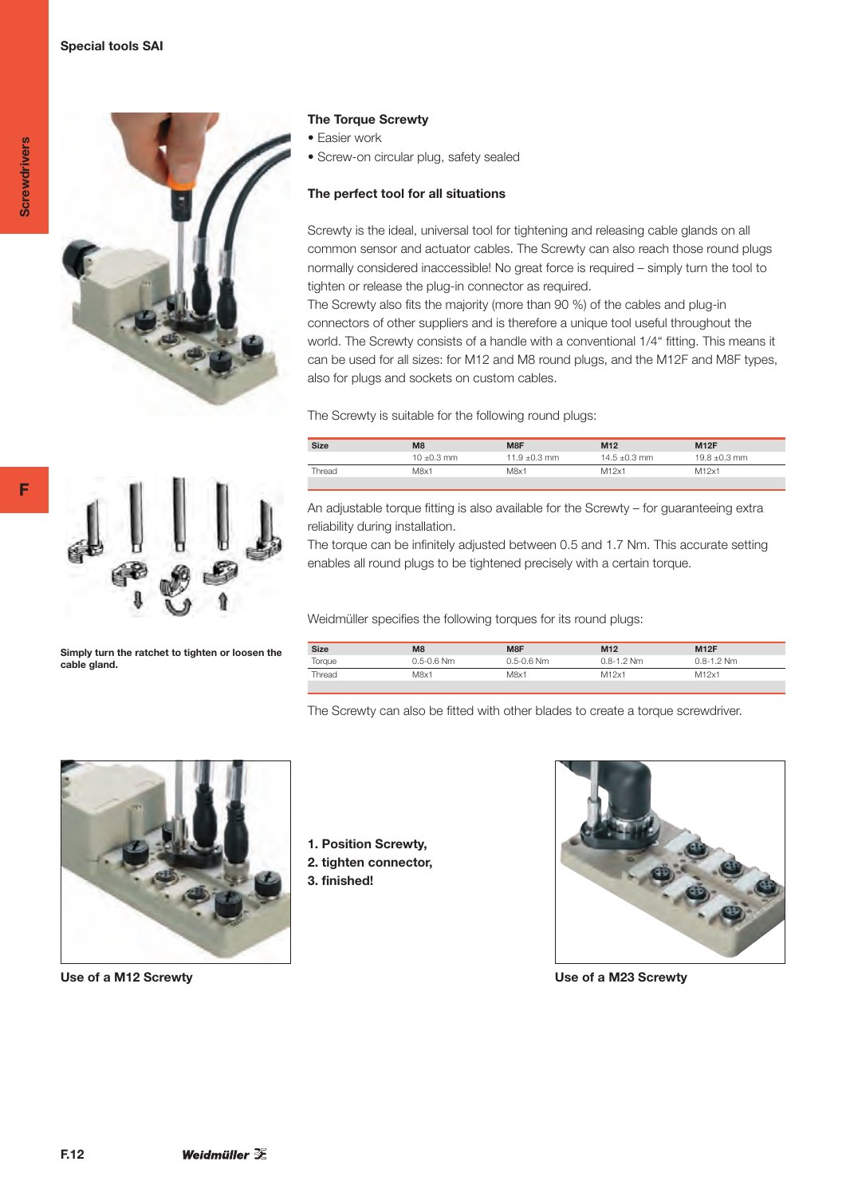## Special tools SAI

### The Torque Screwty

- Easier work
- Screw-on circular plug, safety sealed

### The perfect tool for all situations

Screwty is the ideal, universal tool for tightening and releasing cable glands on all common sensor and actuator cables. The Screwty can also reach those round plugs normally considered inaccessible! No great force is required – simply turn the tool to tighten or release the plug-in connector as required.
The Screwty also fits the majority (more than 90 %) of the cables and plug-in connectors of other suppliers and is therefore a unique tool useful throughout the world. The Screwty consists of a handle with a conventional 1/4" fitting. This means it can be used for all sizes: for M12 and M8 round plugs, and the M12F and M8F types, also for plugs and sockets on custom cables.

The Screwty is suitable for the following round plugs:

| Size | M8 | M8F | M12 | M12F |
|---|---|---|---|---|
| | 10 ±0.3 mm | 11.9 ±0.3 mm | 14.5 ±0.3 mm | 19.8 ±0.3 mm |
| Thread | M8x1 | M8x1 | M12x1 | M12x1 |

An adjustable torque fitting is also available for the Screwty – for guaranteeing extra reliability during installation.
The torque can be infinitely adjusted between 0.5 and 1.7 Nm. This accurate setting enables all round plugs to be tightened precisely with a certain torque.

Weidmüller specifies the following torques for its round plugs:

| Size | M8 | M8F | M12 | M12F |
|---|---|---|---|---|
| Torque | 0.5-0.6 Nm | 0.5-0.6 Nm | 0.8-1.2 Nm | 0.8-1.2 Nm |
| Thread | M8x1 | M8x1 | M12x1 | M12x1 |

The Screwty can also be fitted with other blades to create a torque screwdriver.

**Simply turn the ratchet to tighten or loosen the cable gland.**

**1. Position Screwty,**
**2. tighten connector,**
**3. finished!**

**Use of a M12 Screwty**

**Use of a M23 Screwty**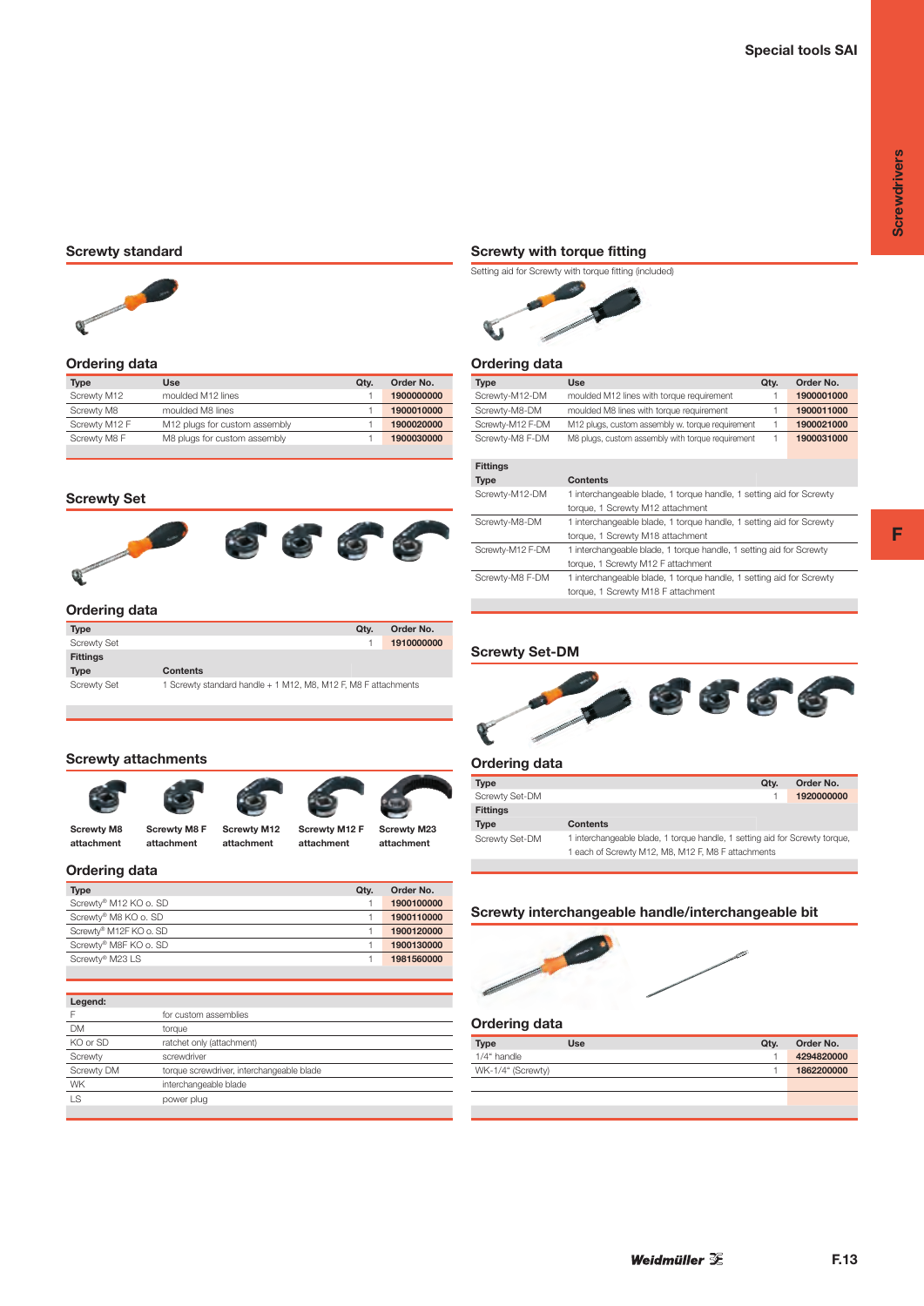# Special tools SAI

## Screwty standard

### Ordering data

| Type | Use | Qty. | Order No. |
|---|---|---|---|
| Screwty M12 | moulded M12 lines | 1 | 1900000000 |
| Screwty M8 | moulded M8 lines | 1 | 1900010000 |
| Screwty M12 F | M12 plugs for custom assembly | 1 | 1900020000 |
| Screwty M8 F | M8 plugs for custom assembly | 1 | 1900030000 |

## Screwty Set

### Ordering data

| Type | | Qty. | Order No. |
|---|---|---|---|
| Screwty Set | | 1 | 1910000000 |

**Fittings**

| Type | Contents |
|---|---|
| Screwty Set | 1 Screwty standard handle + 1 M12, M8, M12 F, M8 F attachments |

## Screwty attachments

Screwty M8 attachment, Screwty M8 F attachment, Screwty M12 attachment, Screwty M12 F attachment, Screwty M23 attachment

### Ordering data

| Type | Qty. | Order No. |
|---|---|---|
| Screwty® M12 KO o. SD | 1 | 1900100000 |
| Screwty® M8 KO o. SD | 1 | 1900110000 |
| Screwty® M12F KO o. SD | 1 | 1900120000 |
| Screwty® M8F KO o. SD | 1 | 1900130000 |
| Screwty® M23 LS | 1 | 1981560000 |

| Legend: | |
|---|---|
| F | for custom assemblies |
| DM | torque |
| KO or SD | ratchet only (attachment) |
| Screwty | screwdriver |
| Screwty DM | torque screwdriver, interchangeable blade |
| WK | interchangeable blade |
| LS | power plug |

## Screwty with torque fitting

Setting aid for Screwty with torque fitting (included)

### Ordering data

| Type | Use | Qty. | Order No. |
|---|---|---|---|
| Screwty-M12-DM | moulded M12 lines with torque requirement | 1 | 1900001000 |
| Screwty-M8-DM | moulded M8 lines with torque requirement | 1 | 1900011000 |
| Screwty-M12 F-DM | M12 plugs, custom assembly w. torque requirement | 1 | 1900021000 |
| Screwty-M8 F-DM | M8 plugs, custom assembly with torque requirement | 1 | 1900031000 |

**Fittings**

| Type | Contents |
|---|---|
| Screwty-M12-DM | 1 interchangeable blade, 1 torque handle, 1 setting aid for Screwty torque, 1 Screwty M12 attachment |
| Screwty-M8-DM | 1 interchangeable blade, 1 torque handle, 1 setting aid for Screwty torque, 1 Screwty M18 attachment |
| Screwty-M12 F-DM | 1 interchangeable blade, 1 torque handle, 1 setting aid for Screwty torque, 1 Screwty M12 F attachment |
| Screwty-M8 F-DM | 1 interchangeable blade, 1 torque handle, 1 setting aid for Screwty torque, 1 Screwty M18 F attachment |

## Screwty Set-DM

### Ordering data

| Type | Qty. | Order No. |
|---|---|---|
| Screwty Set-DM | 1 | 1920000000 |

**Fittings**

| Type | Contents |
|---|---|
| Screwty Set-DM | 1 interchangeable blade, 1 torque handle, 1 setting aid for Screwty torque, 1 each of Screwty M12, M8, M12 F, M8 F attachments |

## Screwty interchangeable handle/interchangeable bit

### Ordering data

| Type | Use | Qty. | Order No. |
|---|---|---|---|
| 1/4" handle | | 1 | 4294820000 |
| WK-1/4" (Screwty) | | 1 | 1862200000 |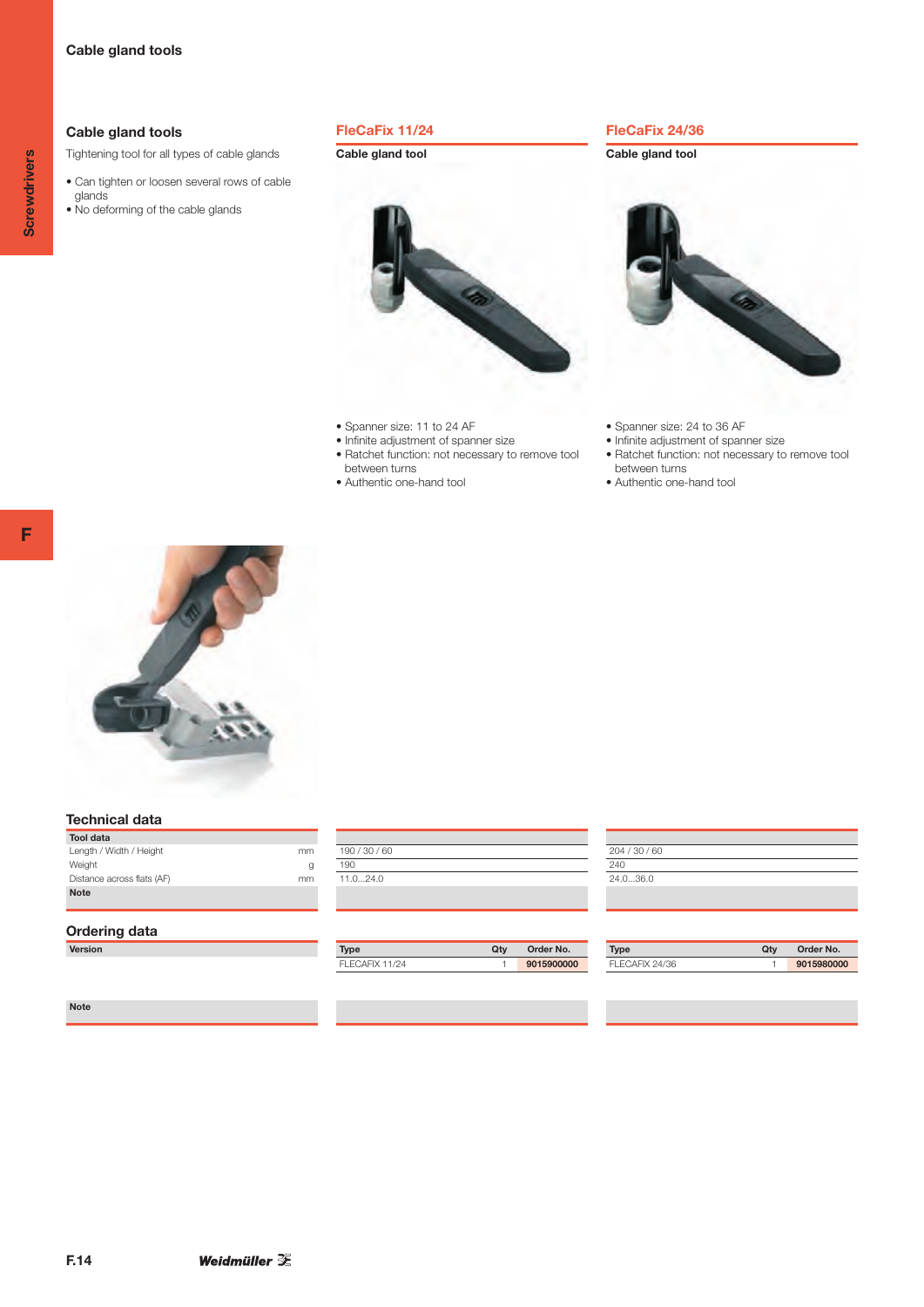# Cable gland tools

## Cable gland tools

Tightening tool for all types of cable glands

- Can tighten or loosen several rows of cable glands
- No deforming of the cable glands

## FleCaFix 11/24

**Cable gland tool**

- Spanner size: 11 to 24 AF
- Infinite adjustment of spanner size
- Ratchet function: not necessary to remove tool between turns
- Authentic one-hand tool

## FleCaFix 24/36

**Cable gland tool**

- Spanner size: 24 to 36 AF
- Infinite adjustment of spanner size
- Ratchet function: not necessary to remove tool between turns
- Authentic one-hand tool

## Technical data

| Tool data | | FleCaFix 11/24 | FleCaFix 24/36 |
|---|---|---|---|
| Length / Width / Height | mm | 190 / 30 / 60 | 204 / 30 / 60 |
| Weight | g | 190 | 240 |
| Distance across flats (AF) | mm | 11.0...24.0 | 24.0...36.0 |
| **Note** | | | |

## Ordering data

| Version | Type | Qty | Order No. |
|---|---|---|---|
| FleCaFix 11/24 | FLECAFIX 11/24 | 1 | **9015900000** |
| FleCaFix 24/36 | FLECAFIX 24/36 | 1 | **9015980000** |

**Note**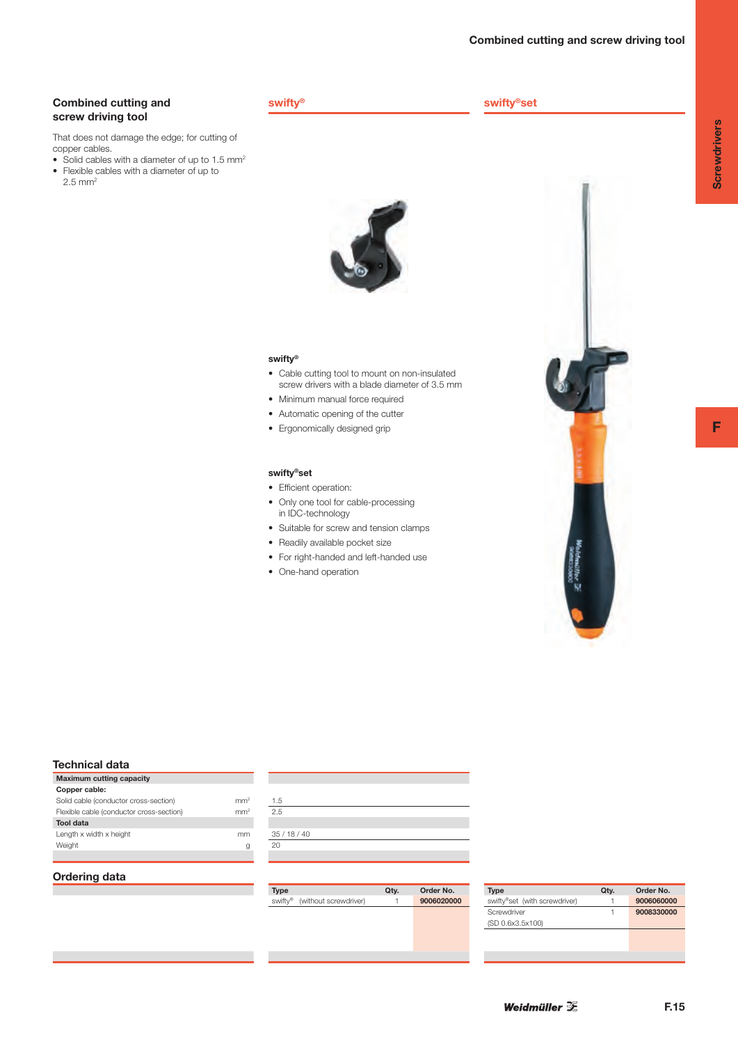## Combined cutting and screw driving tool

That does not damage the edge; for cutting of copper cables.

- Solid cables with a diameter of up to 1.5 mm²
- Flexible cables with a diameter of up to 2.5 mm²

## swifty®

## swifty®set

### swifty®

- Cable cutting tool to mount on non-insulated screw drivers with a blade diameter of 3.5 mm
- Minimum manual force required
- Automatic opening of the cutter
- Ergonomically designed grip

### swifty®set

- Efficient operation:
- Only one tool for cable-processing in IDC-technology
- Suitable for screw and tension clamps
- Readily available pocket size
- For right-handed and left-handed use
- One-hand operation

## Technical data

| Maximum cutting capacity | | |
|---|---|---|
| **Copper cable:** | | |
| Solid cable (conductor cross-section) | mm² | 1.5 |
| Flexible cable (conductor cross-section) | mm² | 2.5 |
| **Tool data** | | |
| Length x width x height | mm | 35 / 18 / 40 |
| Weight | g | 20 |

## Ordering data

| Type | Qty. | Order No. |
|---|---|---|
| swifty® (without screwdriver) | 1 | **9006020000** |

| Type | Qty. | Order No. |
|---|---|---|
| swifty®set (with screwdriver) | 1 | **9006060000** |
| Screwdriver (SD 0.6x3.5x100) | 1 | **9008330000** |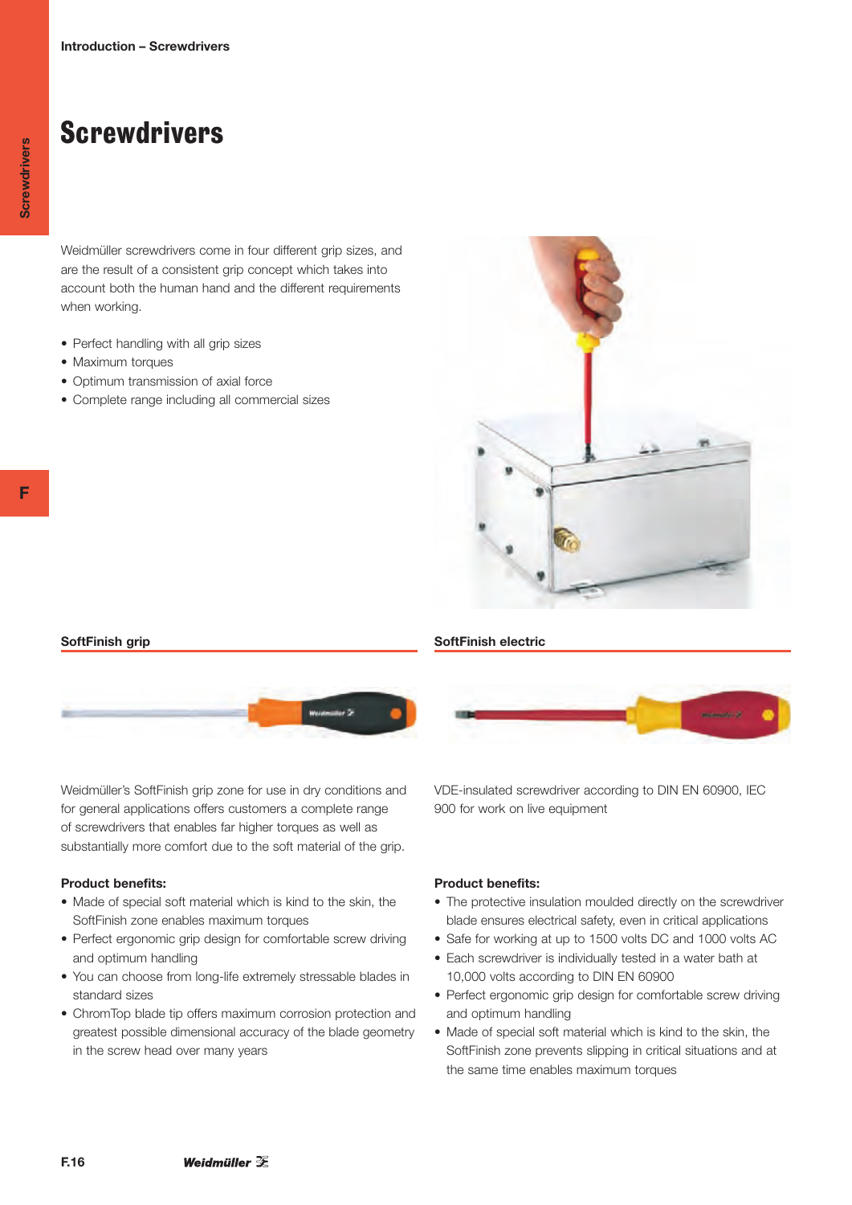# Screwdrivers

Weidmüller screwdrivers come in four different grip sizes, and are the result of a consistent grip concept which takes into account both the human hand and the different requirements when working.

- Perfect handling with all grip sizes
- Maximum torques
- Optimum transmission of axial force
- Complete range including all commercial sizes

## SoftFinish grip

Weidmüller's SoftFinish grip zone for use in dry conditions and for general applications offers customers a complete range of screwdrivers that enables far higher torques as well as substantially more comfort due to the soft material of the grip.

**Product benefits:**

- Made of special soft material which is kind to the skin, the SoftFinish zone enables maximum torques
- Perfect ergonomic grip design for comfortable screw driving and optimum handling
- You can choose from long-life extremely stressable blades in standard sizes
- ChromTop blade tip offers maximum corrosion protection and greatest possible dimensional accuracy of the blade geometry in the screw head over many years

## SoftFinish electric

VDE-insulated screwdriver according to DIN EN 60900, IEC 900 for work on live equipment

**Product benefits:**

- The protective insulation moulded directly on the screwdriver blade ensures electrical safety, even in critical applications
- Safe for working at up to 1500 volts DC and 1000 volts AC
- Each screwdriver is individually tested in a water bath at 10,000 volts according to DIN EN 60900
- Perfect ergonomic grip design for comfortable screw driving and optimum handling
- Made of special soft material which is kind to the skin, the SoftFinish zone prevents slipping in critical situations and at the same time enables maximum torques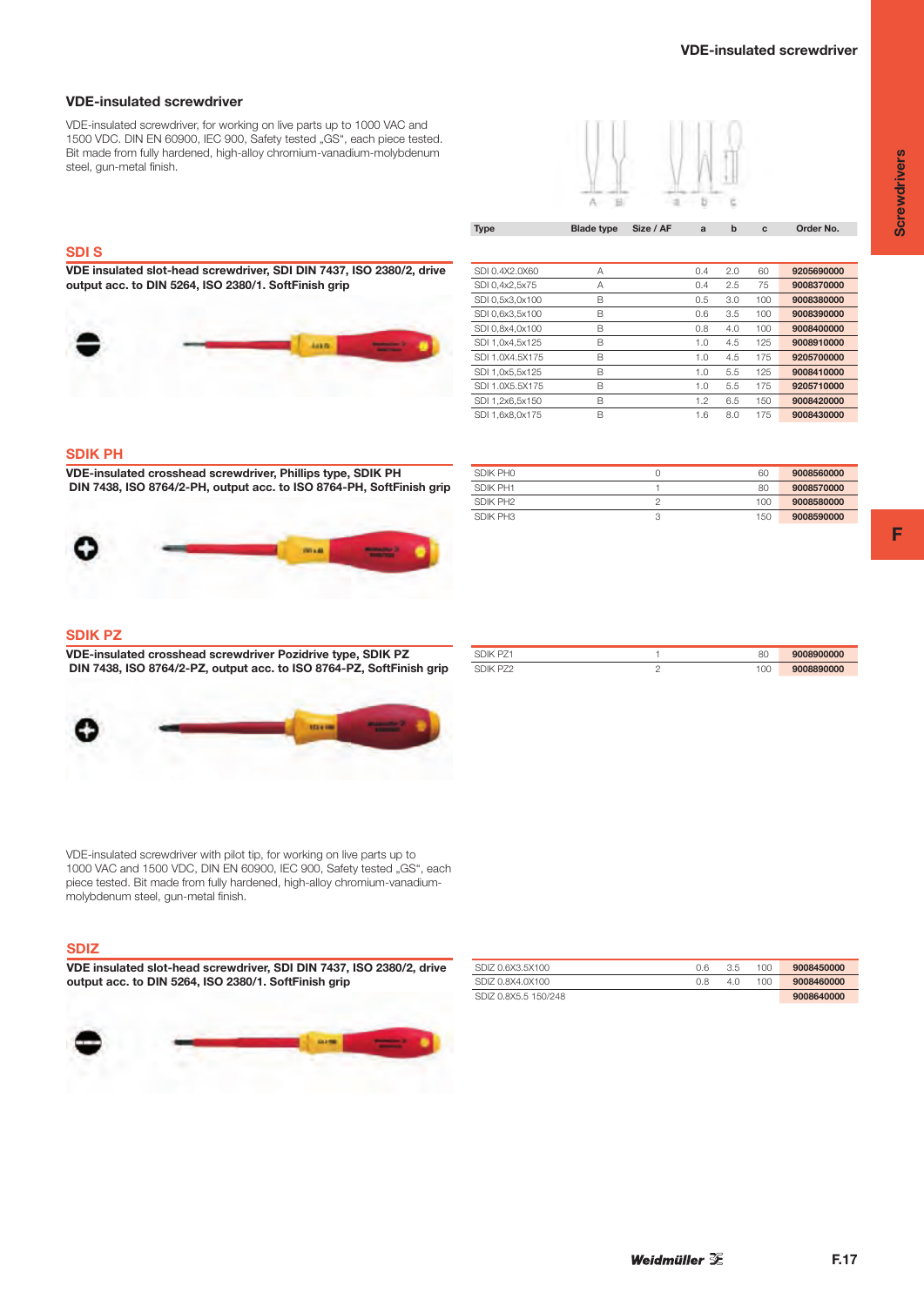## VDE-insulated screwdriver

VDE-insulated screwdriver, for working on live parts up to 1000 VAC and 1500 VDC. DIN EN 60900, IEC 900, Safety tested „GS", each piece tested. Bit made from fully hardened, high-alloy chromium-vanadium-molybdenum steel, gun-metal finish.

### SDI S

**VDE insulated slot-head screwdriver, SDI DIN 7437, ISO 2380/2, drive output acc. to DIN 5264, ISO 2380/1. SoftFinish grip**

| Type | Blade type | Size / AF | a | b | c | Order No. |
|---|---|---|---|---|---|---|
| SDI 0.4X2.0X60 | A | | 0.4 | 2.0 | 60 | 9205690000 |
| SDI 0,4x2,5x75 | A | | 0.4 | 2.5 | 75 | 9008370000 |
| SDI 0,5x3,0x100 | B | | 0.5 | 3.0 | 100 | 9008380000 |
| SDI 0,6x3,5x100 | B | | 0.6 | 3.5 | 100 | 9008390000 |
| SDI 0,8x4,0x100 | B | | 0.8 | 4.0 | 100 | 9008400000 |
| SDI 1,0x4,5x125 | B | | 1.0 | 4.5 | 125 | 9008910000 |
| SDI 1.0X4.5X175 | B | | 1.0 | 4.5 | 175 | 9205700000 |
| SDI 1,0x5,5x125 | B | | 1.0 | 5.5 | 125 | 9008410000 |
| SDI 1.0X5.5X175 | B | | 1.0 | 5.5 | 175 | 9205710000 |
| SDI 1,2x6,5x150 | B | | 1.2 | 6.5 | 150 | 9008420000 |
| SDI 1,6x8,0x175 | B | | 1.6 | 8.0 | 175 | 9008430000 |

### SDIK PH

**VDE-insulated crosshead screwdriver, Phillips type, SDIK PH DIN 7438, ISO 8764/2-PH, output acc. to ISO 8764-PH, SoftFinish grip**

| Type | Blade type | Size / AF | a | b | c | Order No. |
|---|---|---|---|---|---|---|
| SDIK PH0 | | 0 | | | 60 | 9008560000 |
| SDIK PH1 | | 1 | | | 80 | 9008570000 |
| SDIK PH2 | | 2 | | | 100 | 9008580000 |
| SDIK PH3 | | 3 | | | 150 | 9008590000 |

### SDIK PZ

**VDE-insulated crosshead screwdriver Pozidrive type, SDIK PZ DIN 7438, ISO 8764/2-PZ, output acc. to ISO 8764-PZ, SoftFinish grip**

| Type | Blade type | Size / AF | a | b | c | Order No. |
|---|---|---|---|---|---|---|
| SDIK PZ1 | | 1 | | | 80 | 9008900000 |
| SDIK PZ2 | | 2 | | | 100 | 9008890000 |

VDE-insulated screwdriver with pilot tip, for working on live parts up to 1000 VAC and 1500 VDC, DIN EN 60900, IEC 900, Safety tested „GS", each piece tested. Bit made from fully hardened, high-alloy chromium-vanadium-molybdenum steel, gun-metal finish.

### SDIZ

**VDE insulated slot-head screwdriver, SDI DIN 7437, ISO 2380/2, drive output acc. to DIN 5264, ISO 2380/1. SoftFinish grip**

| Type | Blade type | Size / AF | a | b | c | Order No. |
|---|---|---|---|---|---|---|
| SDIZ 0.6X3.5X100 | | | 0.6 | 3.5 | 100 | 9008450000 |
| SDIZ 0.8X4.0X100 | | | 0.8 | 4.0 | 100 | 9008460000 |
| SDIZ 0.8X5.5 150/248 | | | | | | 9008640000 |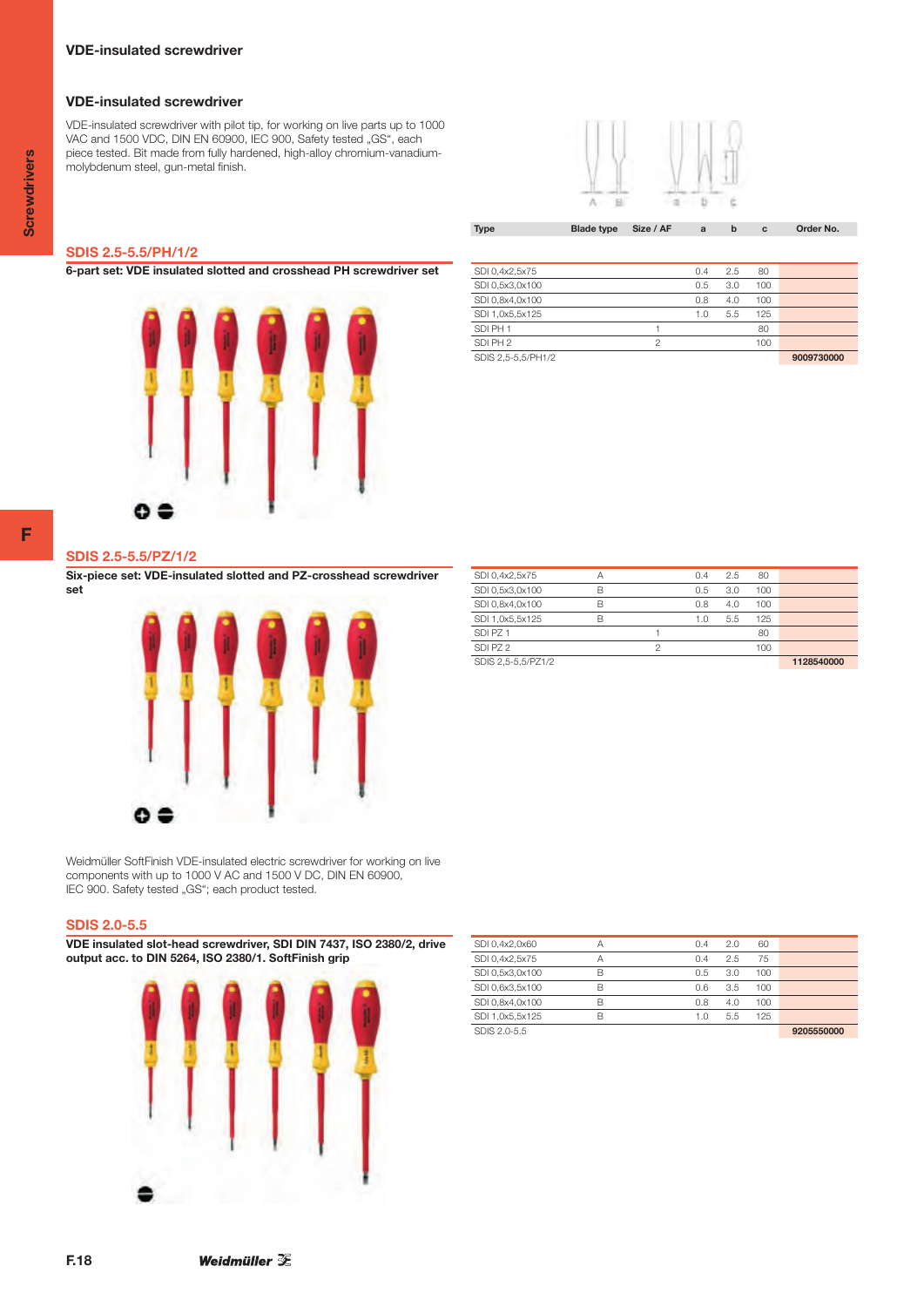## VDE-insulated screwdriver

### VDE-insulated screwdriver

VDE-insulated screwdriver with pilot tip, for working on live parts up to 1000 VAC and 1500 VDC, DIN EN 60900, IEC 900, Safety tested „GS", each piece tested. Bit made from fully hardened, high-alloy chromium-vanadium-molybdenum steel, gun-metal finish.

### SDIS 2.5-5.5/PH/1/2

**6-part set: VDE insulated slotted and crosshead PH screwdriver set**

| Type | Blade type | Size / AF | a | b | c | Order No. |
|---|---|---|---|---|---|---|
| SDI 0,4x2,5x75 | | | 0.4 | 2.5 | 80 | |
| SDI 0,5x3,0x100 | | | 0.5 | 3.0 | 100 | |
| SDI 0,8x4,0x100 | | | 0.8 | 4.0 | 100 | |
| SDI 1,0x5,5x125 | | | 1.0 | 5.5 | 125 | |
| SDI PH 1 | | 1 | | | 80 | |
| SDI PH 2 | | 2 | | | 100 | |
| SDIS 2,5-5,5/PH1/2 | | | | | | **9009730000** |

### SDIS 2.5-5.5/PZ/1/2

**Six-piece set: VDE-insulated slotted and PZ-crosshead screwdriver set**

| Type | Blade type | Size / AF | a | b | c | Order No. |
|---|---|---|---|---|---|---|
| SDI 0,4x2,5x75 | A | | 0.4 | 2.5 | 80 | |
| SDI 0,5x3,0x100 | B | | 0.5 | 3.0 | 100 | |
| SDI 0,8x4,0x100 | B | | 0.8 | 4.0 | 100 | |
| SDI 1,0x5,5x125 | B | | 1.0 | 5.5 | 125 | |
| SDI PZ 1 | | 1 | | | 80 | |
| SDI PZ 2 | | 2 | | | 100 | |
| SDIS 2,5-5,5/PZ1/2 | | | | | | **1128540000** |

Weidmüller SoftFinish VDE-insulated electric screwdriver for working on live components with up to 1000 V AC and 1500 V DC, DIN EN 60900, IEC 900. Safety tested „GS"; each product tested.

### SDIS 2.0-5.5

**VDE insulated slot-head screwdriver, SDI DIN 7437, ISO 2380/2, drive output acc. to DIN 5264, ISO 2380/1. SoftFinish grip**

| Type | Blade type | Size / AF | a | b | c | Order No. |
|---|---|---|---|---|---|---|
| SDI 0,4x2,0x60 | A | | 0.4 | 2.0 | 60 | |
| SDI 0,4x2,5x75 | A | | 0.4 | 2.5 | 75 | |
| SDI 0,5x3,0x100 | B | | 0.5 | 3.0 | 100 | |
| SDI 0,6x3,5x100 | B | | 0.6 | 3.5 | 100 | |
| SDI 0,8x4,0x100 | B | | 0.8 | 4.0 | 100 | |
| SDI 1,0x5,5x125 | B | | 1.0 | 5.5 | 125 | |
| SDIS 2.0-5.5 | | | | | | **9205550000** |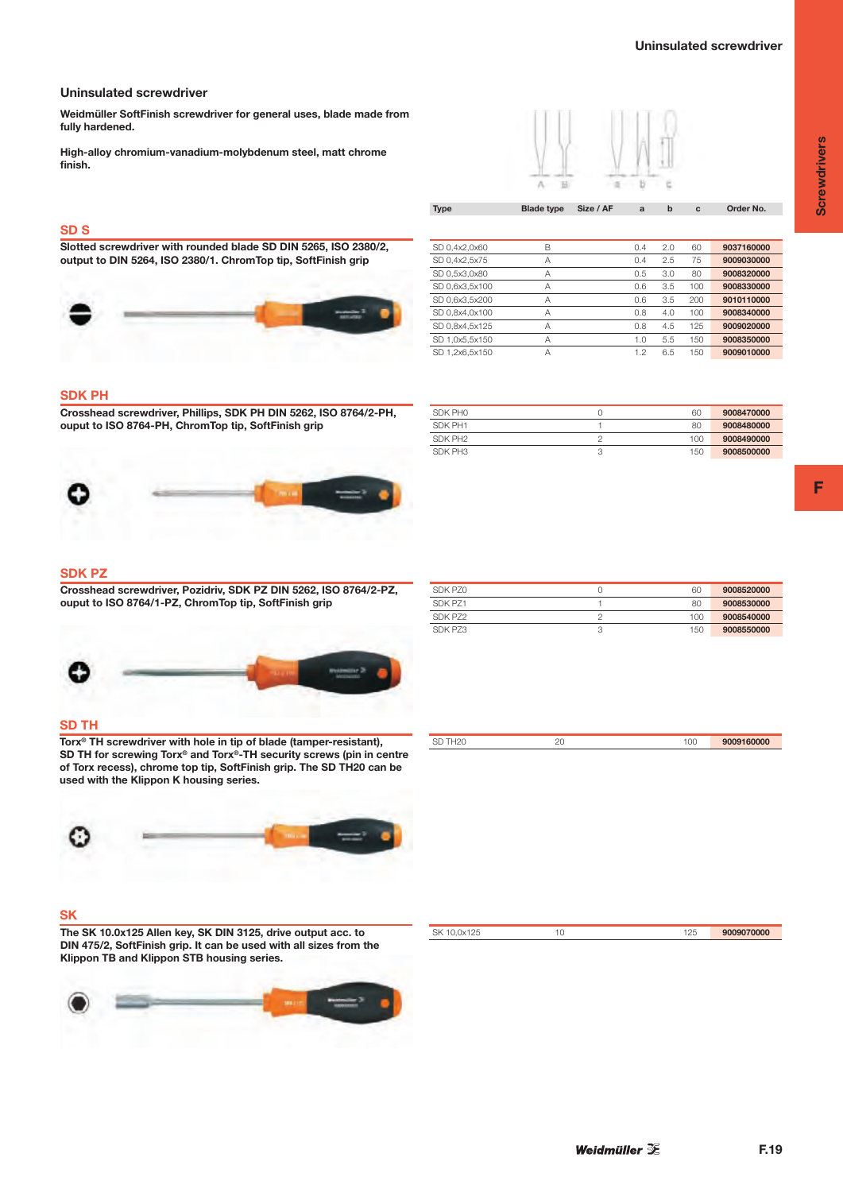## Uninsulated screwdriver

**Weidmüller SoftFinish screwdriver for general uses, blade made from fully hardened.**

**High-alloy chromium-vanadium-molybdenum steel, matt chrome finish.**

### SD S

**Slotted screwdriver with rounded blade SD DIN 5265, ISO 2380/2, output to DIN 5264, ISO 2380/1. ChromTop tip, SoftFinish grip**

| Type | Blade type | Size / AF | a | b | c | Order No. |
|---|---|---|---|---|---|---|
| SD 0,4x2,0x60 | B | | 0.4 | 2.0 | 60 | 9037160000 |
| SD 0,4x2,5x75 | A | | 0.4 | 2.5 | 75 | 9009030000 |
| SD 0,5x3,0x80 | A | | 0.5 | 3.0 | 80 | 9008320000 |
| SD 0,6x3,5x100 | A | | 0.6 | 3.5 | 100 | 9008330000 |
| SD 0,6x3,5x200 | A | | 0.6 | 3.5 | 200 | 9010110000 |
| SD 0,8x4,0x100 | A | | 0.8 | 4.0 | 100 | 9008340000 |
| SD 0,8x4,5x125 | A | | 0.8 | 4.5 | 125 | 9009020000 |
| SD 1,0x5,5x150 | A | | 1.0 | 5.5 | 150 | 9008350000 |
| SD 1,2x6,5x150 | A | | 1.2 | 6.5 | 150 | 9009010000 |

### SDK PH

**Crosshead screwdriver, Phillips, SDK PH DIN 5262, ISO 8764/2-PH, ouput to ISO 8764-PH, ChromTop tip, SoftFinish grip**

| Type | Blade type | Size / AF | a | b | c | Order No. |
|---|---|---|---|---|---|---|
| SDK PH0 | | 0 | | | 60 | 9008470000 |
| SDK PH1 | | 1 | | | 80 | 9008480000 |
| SDK PH2 | | 2 | | | 100 | 9008490000 |
| SDK PH3 | | 3 | | | 150 | 9008500000 |

### SDK PZ

**Crosshead screwdriver, Pozidriv, SDK PZ DIN 5262, ISO 8764/2-PZ, ouput to ISO 8764/1-PZ, ChromTop tip, SoftFinish grip**

| Type | Blade type | Size / AF | a | b | c | Order No. |
|---|---|---|---|---|---|---|
| SDK PZ0 | | 0 | | | 60 | 9008520000 |
| SDK PZ1 | | 1 | | | 80 | 9008530000 |
| SDK PZ2 | | 2 | | | 100 | 9008540000 |
| SDK PZ3 | | 3 | | | 150 | 9008550000 |

### SD TH

**Torx® TH screwdriver with hole in tip of blade (tamper-resistant), SD TH for screwing Torx® and Torx®-TH security screws (pin in centre of Torx recess), chrome top tip, SoftFinish grip. The SD TH20 can be used with the Klippon K housing series.**

| Type | Blade type | Size / AF | a | b | c | Order No. |
|---|---|---|---|---|---|---|
| SD TH20 | | 20 | | | 100 | 9009160000 |

### SK

**The SK 10.0x125 Allen key, SK DIN 3125, drive output acc. to DIN 475/2, SoftFinish grip. It can be used with all sizes from the Klippon TB and Klippon STB housing series.**

| Type | Blade type | Size / AF | a | b | c | Order No. |
|---|---|---|---|---|---|---|
| SK 10,0x125 | | 10 | | | 125 | 9009070000 |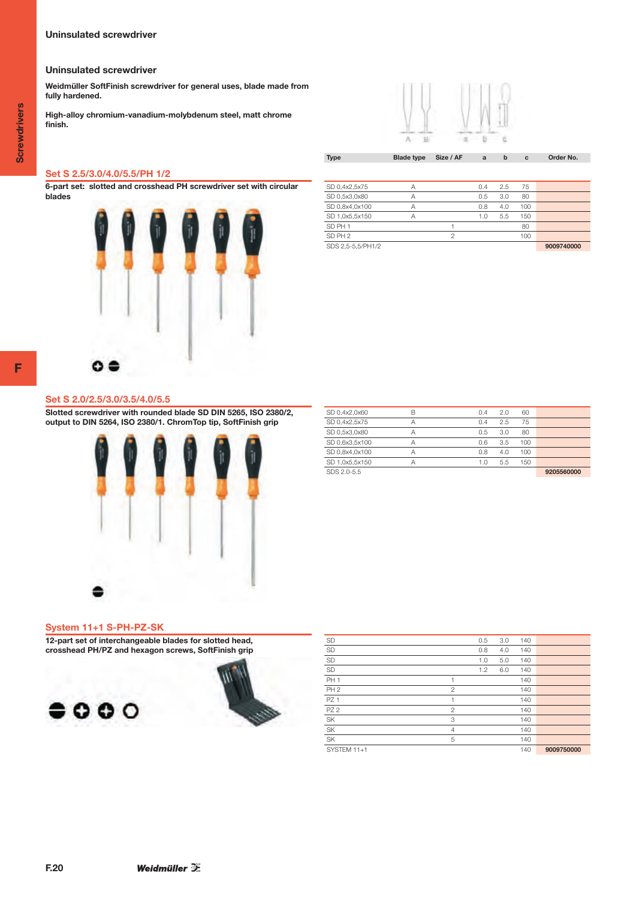## Uninsulated screwdriver

**Weidmüller SoftFinish screwdriver for general uses, blade made from fully hardened.**

**High-alloy chromium-vanadium-molybdenum steel, matt chrome finish.**

### Set S 2.5/3.0/4.0/5.5/PH 1/2

**6-part set: slotted and crosshead PH screwdriver set with circular blades**

| Type | Blade type | Size / AF | a | b | c | Order No. |
|---|---|---|---|---|---|---|
| SD 0,4x2,5x75 | A | | 0.4 | 2.5 | 75 | |
| SD 0,5x3,0x80 | A | | 0.5 | 3.0 | 80 | |
| SD 0,8x4,0x100 | A | | 0.8 | 4.0 | 100 | |
| SD 1,0x5,5x150 | A | | 1.0 | 5.5 | 150 | |
| SD PH 1 | | 1 | | | 80 | |
| SD PH 2 | | 2 | | | 100 | |
| SDS 2,5-5,5/PH1/2 | | | | | | 9009740000 |

### Set S 2.0/2.5/3.0/3.5/4.0/5.5

**Slotted screwdriver with rounded blade SD DIN 5265, ISO 2380/2, output to DIN 5264, ISO 2380/1. ChromTop tip, SoftFinish grip**

| Type | Blade type | Size / AF | a | b | c | Order No. |
|---|---|---|---|---|---|---|
| SD 0,4x2,0x60 | B | | 0.4 | 2.0 | 60 | |
| SD 0,4x2,5x75 | A | | 0.4 | 2.5 | 75 | |
| SD 0,5x3,0x80 | A | | 0.5 | 3.0 | 80 | |
| SD 0,6x3,5x100 | A | | 0.6 | 3.5 | 100 | |
| SD 0,8x4,0x100 | A | | 0.8 | 4.0 | 100 | |
| SD 1,0x5,5x150 | A | | 1.0 | 5.5 | 150 | |
| SDS 2.0-5.5 | | | | | | 9205560000 |

### System 11+1 S-PH-PZ-SK

**12-part set of interchangeable blades for slotted head, crosshead PH/PZ and hexagon screws, SoftFinish grip**

| Type | Blade type | Size / AF | a | b | c | Order No. |
|---|---|---|---|---|---|---|
| SD | | | 0.5 | 3.0 | 140 | |
| SD | | | 0.8 | 4.0 | 140 | |
| SD | | | 1.0 | 5.0 | 140 | |
| SD | | | 1.2 | 6.0 | 140 | |
| PH 1 | | 1 | | | 140 | |
| PH 2 | | 2 | | | 140 | |
| PZ 1 | | 1 | | | 140 | |
| PZ 2 | | 2 | | | 140 | |
| SK | | 3 | | | 140 | |
| SK | | 4 | | | 140 | |
| SK | | 5 | | | 140 | |
| SYSTEM 11+1 | | | | | 140 | 9009750000 |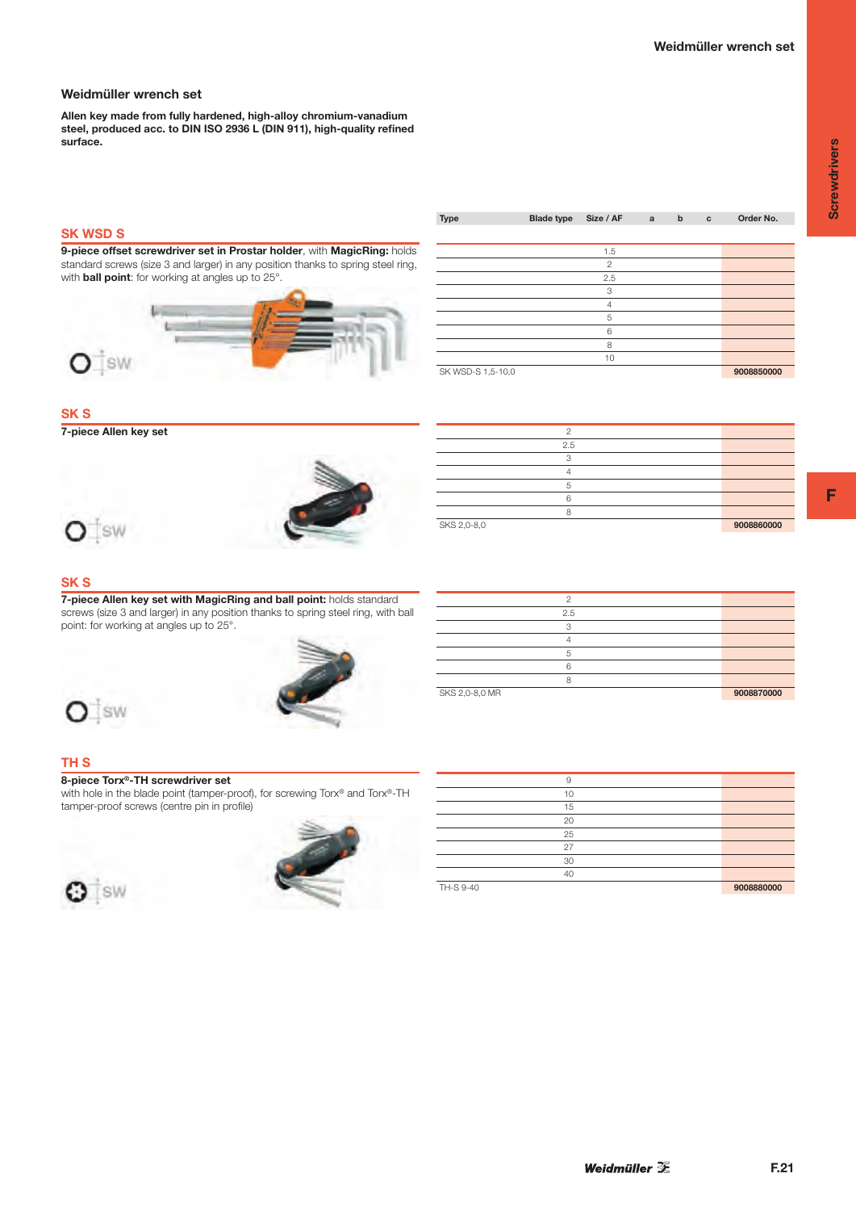## Weidmüller wrench set

**Allen key made from fully hardened, high-alloy chromium-vanadium steel, produced acc. to DIN ISO 2936 L (DIN 911), high-quality refined surface.**

### SK WSD S

**9-piece offset screwdriver set in Prostar holder**, with **MagicRing:** holds standard screws (size 3 and larger) in any position thanks to spring steel ring, with **ball point**: for working at angles up to 25°.

| Type | Blade type | Size / AF | a | b | c | Order No. |
|---|---|---|---|---|---|---|
| | | 1.5 | | | | |
| | | 2 | | | | |
| | | 2.5 | | | | |
| | | 3 | | | | |
| | | 4 | | | | |
| | | 5 | | | | |
| | | 6 | | | | |
| | | 8 | | | | |
| | | 10 | | | | |
| SK WSD-S 1,5-10,0 | | | | | | 9008850000 |

### SK S

**7-piece Allen key set**

| Type | Size / AF | Order No. |
|---|---|---|
| | 2 | |
| | 2.5 | |
| | 3 | |
| | 4 | |
| | 5 | |
| | 6 | |
| | 8 | |
| SKS 2,0-8,0 | | 9008860000 |

### SK S

**7-piece Allen key set with MagicRing and ball point:** holds standard screws (size 3 and larger) in any position thanks to spring steel ring, with ball point: for working at angles up to 25°.

| Type | Size / AF | Order No. |
|---|---|---|
| | 2 | |
| | 2.5 | |
| | 3 | |
| | 4 | |
| | 5 | |
| | 6 | |
| | 8 | |
| SKS 2,0-8,0 MR | | 9008870000 |

### TH S

**8-piece Torx®-TH screwdriver set**
with hole in the blade point (tamper-proof), for screwing Torx® and Torx®-TH tamper-proof screws (centre pin in profile)

| Type | Size / AF | Order No. |
|---|---|---|
| | 9 | |
| | 10 | |
| | 15 | |
| | 20 | |
| | 25 | |
| | 27 | |
| | 30 | |
| | 40 | |
| TH-S 9-40 | | 9008880000 |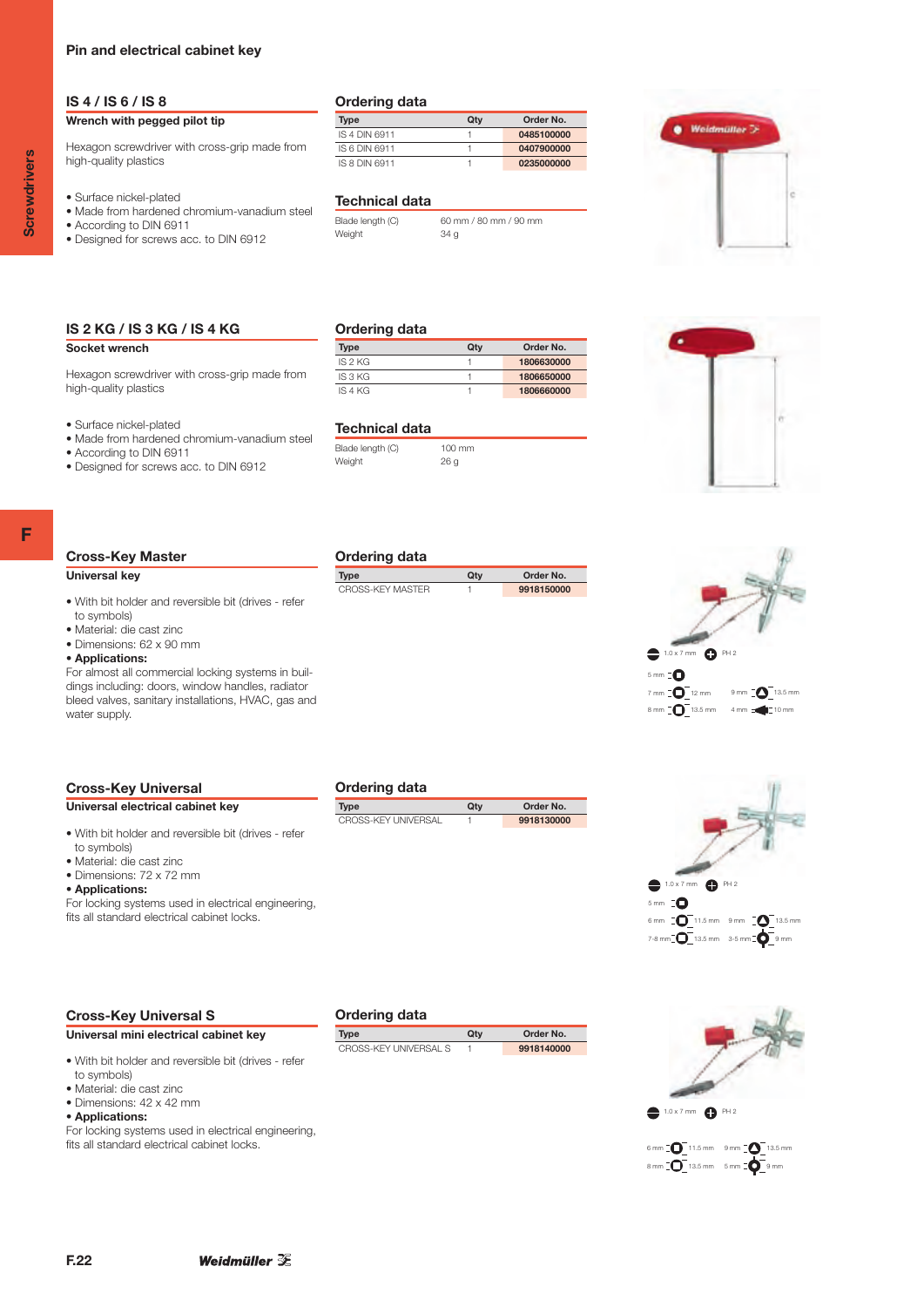# Pin and electrical cabinet key

## IS 4 / IS 6 / IS 8

**Wrench with pegged pilot tip**

Hexagon screwdriver with cross-grip made from high-quality plastics

- Surface nickel-plated
- Made from hardened chromium-vanadium steel
- According to DIN 6911
- Designed for screws acc. to DIN 6912

### Ordering data

| Type | Qty | Order No. |
|---|---|---|
| IS 4 DIN 6911 | 1 | 0485100000 |
| IS 6 DIN 6911 | 1 | 0407900000 |
| IS 8 DIN 6911 | 1 | 0235000000 |

### Technical data

| | |
|---|---|
| Blade length (C) | 60 mm / 80 mm / 90 mm |
| Weight | 34 g |

## IS 2 KG / IS 3 KG / IS 4 KG

**Socket wrench**

Hexagon screwdriver with cross-grip made from high-quality plastics

- Surface nickel-plated
- Made from hardened chromium-vanadium steel
- According to DIN 6911
- Designed for screws acc. to DIN 6912

### Ordering data

| Type | Qty | Order No. |
|---|---|---|
| IS 2 KG | 1 | 1806630000 |
| IS 3 KG | 1 | 1806650000 |
| IS 4 KG | 1 | 1806660000 |

### Technical data

| | |
|---|---|
| Blade length (C) | 100 mm |
| Weight | 26 g |

## Cross-Key Master

**Universal key**

- With bit holder and reversible bit (drives - refer to symbols)
- Material: die cast zinc
- Dimensions: 62 x 90 mm
- **Applications:**

For almost all commercial locking systems in buildings including: doors, window handles, radiator bleed valves, sanitary installations, HVAC, gas and water supply.

### Ordering data

| Type | Qty | Order No. |
|---|---|---|
| CROSS-KEY MASTER | 1 | 9918150000 |

1.0 x 7 mm PH 2
5 mm
7 mm 12 mm 9 mm 13.5 mm
8 mm 13.5 mm 4 mm 10 mm

## Cross-Key Universal

**Universal electrical cabinet key**

- With bit holder and reversible bit (drives - refer to symbols)
- Material: die cast zinc
- Dimensions: 72 x 72 mm
- **Applications:**

For locking systems used in electrical engineering, fits all standard electrical cabinet locks.

### Ordering data

| Type | Qty | Order No. |
|---|---|---|
| CROSS-KEY UNIVERSAL | 1 | 9918130000 |

1.0 x 7 mm PH 2
5 mm
6 mm 11.5 mm 9 mm 13.5 mm
7-8 mm 13.5 mm 3-5 mm 9 mm

## Cross-Key Universal S

**Universal mini electrical cabinet key**

- With bit holder and reversible bit (drives - refer to symbols)
- Material: die cast zinc
- Dimensions: 42 x 42 mm
- **Applications:**

For locking systems used in electrical engineering, fits all standard electrical cabinet locks.

### Ordering data

| Type | Qty | Order No. |
|---|---|---|
| CROSS-KEY UNIVERSAL S | 1 | 9918140000 |

1.0 x 7 mm PH 2
6 mm 11.5 mm 9 mm 13.5 mm
8 mm 13.5 mm 5 mm 9 mm